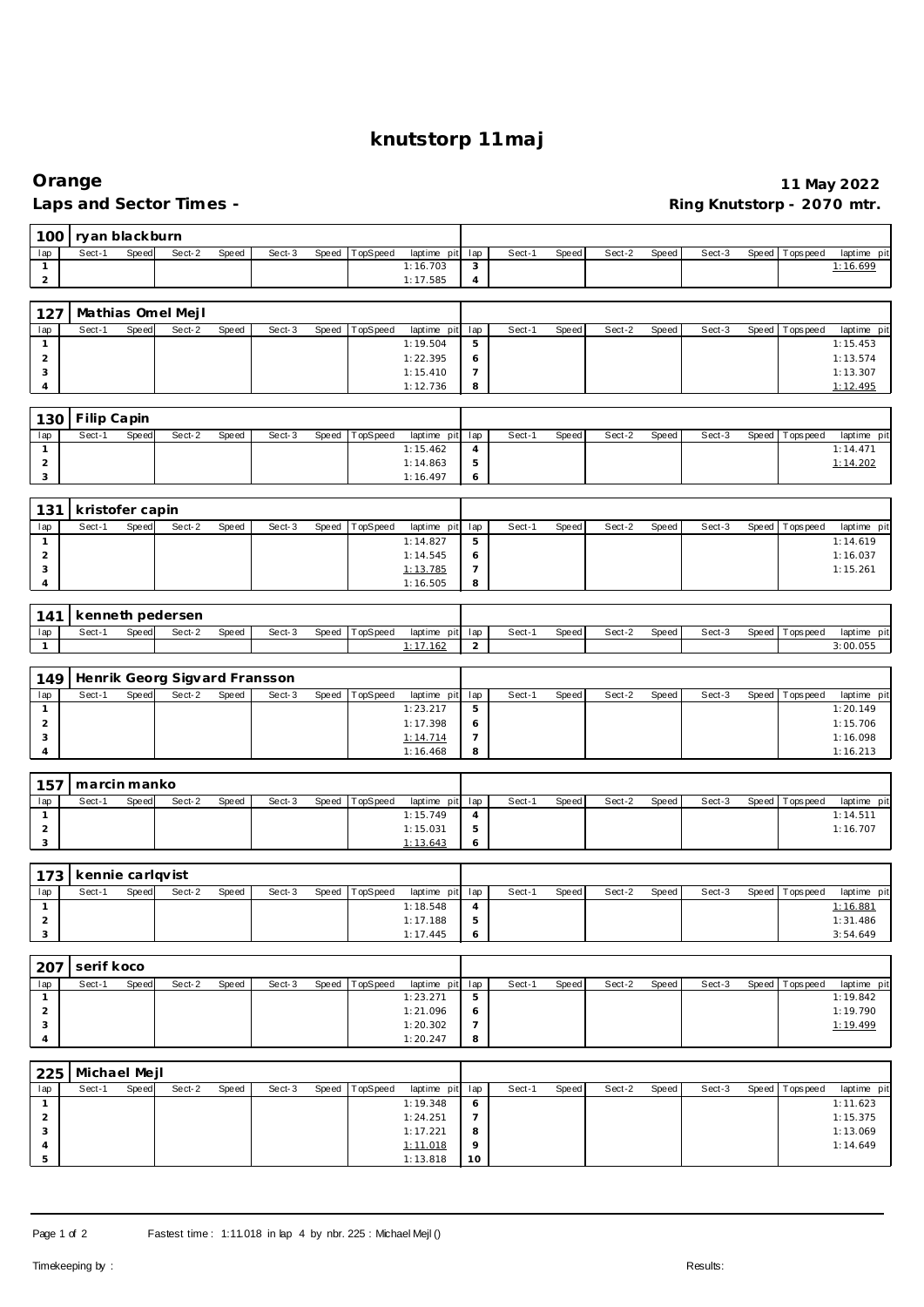# knutstorp 11maj

## Orange

**11 May 2022**

**Laps and Sector Times -**

**Ring Knutstorp - 2070 mtr.**

### 100 ryan blackburn

| lap | Sect-1 | Speed | Sect-2 | Speed | Sect-3 | Speed | TopSpeed | laptime pit | lap | Sect-1 | Speed | Sect-2 | Speed | Sect-3 | Speed | Topspeed | laptime pit |
|---|---|---|---|---|---|---|---|---|---|---|---|---|---|---|---|---|---|
| 1 | | | | | | | | 1:16.703 | 3 | | | | | | | | 1:16.699 |
| 2 | | | | | | | | 1:17.585 | 4 | | | | | | | | |

### 127 Mathias Omel Mejl

| lap | Sect-1 | Speed | Sect-2 | Speed | Sect-3 | Speed | TopSpeed | laptime pit | lap | Sect-1 | Speed | Sect-2 | Speed | Sect-3 | Speed | Topspeed | laptime pit |
|---|---|---|---|---|---|---|---|---|---|---|---|---|---|---|---|---|---|
| 1 | | | | | | | | 1:19.504 | 5 | | | | | | | | 1:15.453 |
| 2 | | | | | | | | 1:22.395 | 6 | | | | | | | | 1:13.574 |
| 3 | | | | | | | | 1:15.410 | 7 | | | | | | | | 1:13.307 |
| 4 | | | | | | | | 1:12.736 | 8 | | | | | | | | 1:12.495 |

### 130 Filip Capin

| lap | Sect-1 | Speed | Sect-2 | Speed | Sect-3 | Speed | TopSpeed | laptime pit | lap | Sect-1 | Speed | Sect-2 | Speed | Sect-3 | Speed | Topspeed | laptime pit |
|---|---|---|---|---|---|---|---|---|---|---|---|---|---|---|---|---|---|
| 1 | | | | | | | | 1:15.462 | 4 | | | | | | | | 1:14.471 |
| 2 | | | | | | | | 1:14.863 | 5 | | | | | | | | 1:14.202 |
| 3 | | | | | | | | 1:16.497 | 6 | | | | | | | | |

### 131 kristofer capin

| lap | Sect-1 | Speed | Sect-2 | Speed | Sect-3 | Speed | TopSpeed | laptime pit | lap | Sect-1 | Speed | Sect-2 | Speed | Sect-3 | Speed | Topspeed | laptime pit |
|---|---|---|---|---|---|---|---|---|---|---|---|---|---|---|---|---|---|
| 1 | | | | | | | | 1:14.827 | 5 | | | | | | | | 1:14.619 |
| 2 | | | | | | | | 1:14.545 | 6 | | | | | | | | 1:16.037 |
| 3 | | | | | | | | 1:13.785 | 7 | | | | | | | | 1:15.261 |
| 4 | | | | | | | | 1:16.505 | 8 | | | | | | | | |

### 141 kenneth pedersen

| lap | Sect-1 | Speed | Sect-2 | Speed | Sect-3 | Speed | TopSpeed | laptime pit | lap | Sect-1 | Speed | Sect-2 | Speed | Sect-3 | Speed | Topspeed | laptime pit |
|---|---|---|---|---|---|---|---|---|---|---|---|---|---|---|---|---|---|
| 1 | | | | | | | | 1:17.162 | 2 | | | | | | | | 3:00.055 |

### 149 Henrik Georg Sigvard Fransson

| lap | Sect-1 | Speed | Sect-2 | Speed | Sect-3 | Speed | TopSpeed | laptime pit | lap | Sect-1 | Speed | Sect-2 | Speed | Sect-3 | Speed | Topspeed | laptime pit |
|---|---|---|---|---|---|---|---|---|---|---|---|---|---|---|---|---|---|
| 1 | | | | | | | | 1:23.217 | 5 | | | | | | | | 1:20.149 |
| 2 | | | | | | | | 1:17.398 | 6 | | | | | | | | 1:15.706 |
| 3 | | | | | | | | 1:14.714 | 7 | | | | | | | | 1:16.098 |
| 4 | | | | | | | | 1:16.468 | 8 | | | | | | | | 1:16.213 |

### 157 marcin manko

| lap | Sect-1 | Speed | Sect-2 | Speed | Sect-3 | Speed | TopSpeed | laptime pit | lap | Sect-1 | Speed | Sect-2 | Speed | Sect-3 | Speed | Topspeed | laptime pit |
|---|---|---|---|---|---|---|---|---|---|---|---|---|---|---|---|---|---|
| 1 | | | | | | | | 1:15.749 | 4 | | | | | | | | 1:14.511 |
| 2 | | | | | | | | 1:15.031 | 5 | | | | | | | | 1:16.707 |
| 3 | | | | | | | | 1:13.643 | 6 | | | | | | | | |

### 173 kennie carlqvist

| lap | Sect-1 | Speed | Sect-2 | Speed | Sect-3 | Speed | TopSpeed | laptime pit | lap | Sect-1 | Speed | Sect-2 | Speed | Sect-3 | Speed | Topspeed | laptime pit |
|---|---|---|---|---|---|---|---|---|---|---|---|---|---|---|---|---|---|
| 1 | | | | | | | | 1:18.548 | 4 | | | | | | | | 1:16.881 |
| 2 | | | | | | | | 1:17.188 | 5 | | | | | | | | 1:31.486 |
| 3 | | | | | | | | 1:17.445 | 6 | | | | | | | | 3:54.649 |

### 207 serif koco

| lap | Sect-1 | Speed | Sect-2 | Speed | Sect-3 | Speed | TopSpeed | laptime pit | lap | Sect-1 | Speed | Sect-2 | Speed | Sect-3 | Speed | Topspeed | laptime pit |
|---|---|---|---|---|---|---|---|---|---|---|---|---|---|---|---|---|---|
| 1 | | | | | | | | 1:23.271 | 5 | | | | | | | | 1:19.842 |
| 2 | | | | | | | | 1:21.096 | 6 | | | | | | | | 1:19.790 |
| 3 | | | | | | | | 1:20.302 | 7 | | | | | | | | 1:19.499 |
| 4 | | | | | | | | 1:20.247 | 8 | | | | | | | | |

### 225 Michael Mejl

| lap | Sect-1 | Speed | Sect-2 | Speed | Sect-3 | Speed | TopSpeed | laptime pit | lap | Sect-1 | Speed | Sect-2 | Speed | Sect-3 | Speed | Topspeed | laptime pit |
|---|---|---|---|---|---|---|---|---|---|---|---|---|---|---|---|---|---|
| 1 | | | | | | | | 1:19.348 | 6 | | | | | | | | 1:11.623 |
| 2 | | | | | | | | 1:24.251 | 7 | | | | | | | | 1:15.375 |
| 3 | | | | | | | | 1:17.221 | 8 | | | | | | | | 1:13.069 |
| 4 | | | | | | | | 1:11.018 | 9 | | | | | | | | 1:14.649 |
| 5 | | | | | | | | 1:13.818 | 10 | | | | | | | | |

Fastest time : 1:11.018 in lap 4 by nbr. 225 : Michael Mejl ()

Timekeeping by : Results: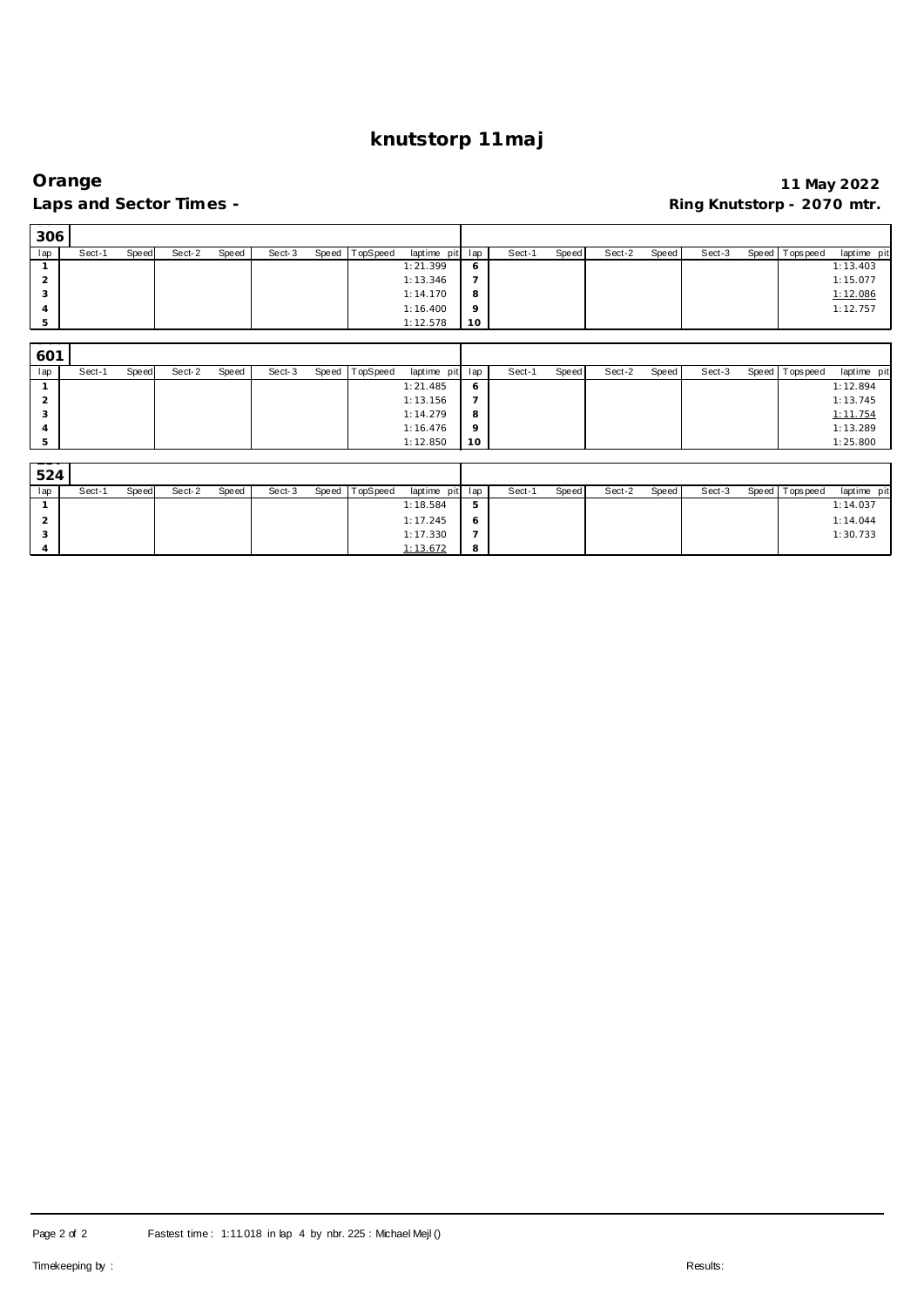# knutstorp 11maj

## Orange

**Laps and Sector Times -**

**11 May 2022**

**Ring Knutstorp - 2070 mtr.**

**306**

| lap | Sect-1 | Speed | Sect-2 | Speed | Sect-3 | Speed | TopSpeed | laptime pit | lap | Sect-1 | Speed | Sect-2 | Speed | Sect-3 | Speed | Topspeed | laptime pit |
|---|---|---|---|---|---|---|---|---|---|---|---|---|---|---|---|---|---|
| 1 | | | | | | | | 1:21.399 | 6 | | | | | | | | 1:13.403 |
| 2 | | | | | | | | 1:13.346 | 7 | | | | | | | | 1:15.077 |
| 3 | | | | | | | | 1:14.170 | 8 | | | | | | | | 1:12.086 |
| 4 | | | | | | | | 1:16.400 | 9 | | | | | | | | 1:12.757 |
| 5 | | | | | | | | 1:12.578 | 10 | | | | | | | | |

**601**

| lap | Sect-1 | Speed | Sect-2 | Speed | Sect-3 | Speed | TopSpeed | laptime pit | lap | Sect-1 | Speed | Sect-2 | Speed | Sect-3 | Speed | Topspeed | laptime pit |
|---|---|---|---|---|---|---|---|---|---|---|---|---|---|---|---|---|---|
| 1 | | | | | | | | 1:21.485 | 6 | | | | | | | | 1:12.894 |
| 2 | | | | | | | | 1:13.156 | 7 | | | | | | | | 1:13.745 |
| 3 | | | | | | | | 1:14.279 | 8 | | | | | | | | 1:11.754 |
| 4 | | | | | | | | 1:16.476 | 9 | | | | | | | | 1:13.289 |
| 5 | | | | | | | | 1:12.850 | 10 | | | | | | | | 1:25.800 |

**524**

| lap | Sect-1 | Speed | Sect-2 | Speed | Sect-3 | Speed | TopSpeed | laptime pit | lap | Sect-1 | Speed | Sect-2 | Speed | Sect-3 | Speed | Topspeed | laptime pit |
|---|---|---|---|---|---|---|---|---|---|---|---|---|---|---|---|---|---|
| 1 | | | | | | | | 1:18.584 | 5 | | | | | | | | 1:14.037 |
| 2 | | | | | | | | 1:17.245 | 6 | | | | | | | | 1:14.044 |
| 3 | | | | | | | | 1:17.330 | 7 | | | | | | | | 1:30.733 |
| 4 | | | | | | | | 1:13.672 | 8 | | | | | | | | |

Fastest time : 1:11.018 in lap 4 by nbr. 225 : Michael Mejl ()

Timekeeping by :

Results: